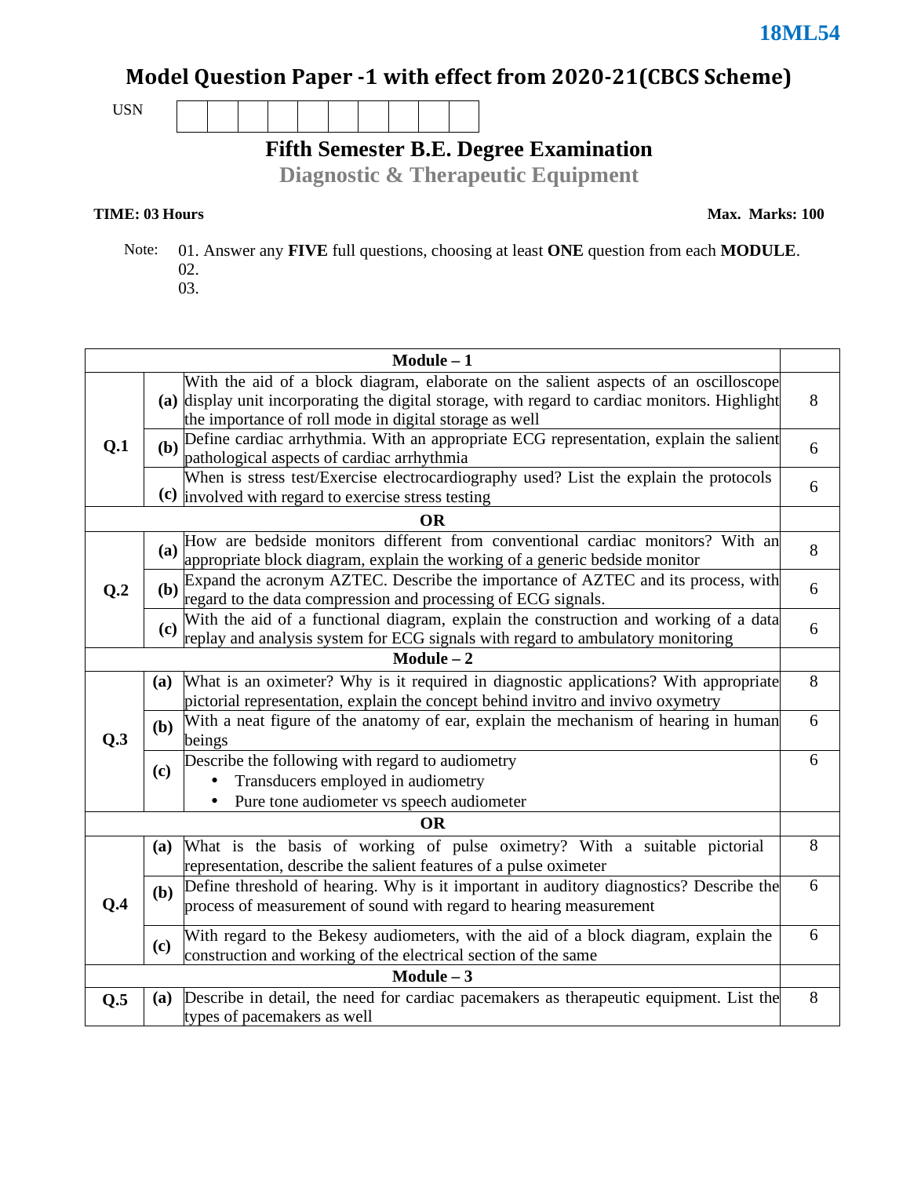**18ML54**

# Model Question Paper -1 with effect from 2020-21(CBCS Scheme)

USN | | | | | | | | | | |

## Fifth Semester B.E. Degree Examination

## Diagnostic & Therapeutic Equipment

**TIME: 03 Hours** **Max. Marks: 100**

Note: 01. Answer any **FIVE** full questions, choosing at least **ONE** question from each **MODULE**.
02.
03.

| | | | |
|---|---|---|---|
| **Module – 1** | | | |
| **Q.1** | **(a)** | With the aid of a block diagram, elaborate on the salient aspects of an oscilloscope display unit incorporating the digital storage, with regard to cardiac monitors. Highlight the importance of roll mode in digital storage as well | 8 |
| | **(b)** | Define cardiac arrhythmia. With an appropriate ECG representation, explain the salient pathological aspects of cardiac arrhythmia | 6 |
| | **(c)** | When is stress test/Exercise electrocardiography used? List the explain the protocols involved with regard to exercise stress testing | 6 |
| **OR** | | | |
| **Q.2** | **(a)** | How are bedside monitors different from conventional cardiac monitors? With an appropriate block diagram, explain the working of a generic bedside monitor | 8 |
| | **(b)** | Expand the acronym AZTEC. Describe the importance of AZTEC and its process, with regard to the data compression and processing of ECG signals. | 6 |
| | **(c)** | With the aid of a functional diagram, explain the construction and working of a data replay and analysis system for ECG signals with regard to ambulatory monitoring | 6 |
| **Module – 2** | | | |
| **Q.3** | **(a)** | What is an oximeter? Why is it required in diagnostic applications? With appropriate pictorial representation, explain the concept behind invitro and invivo oxymetry | 8 |
| | **(b)** | With a neat figure of the anatomy of ear, explain the mechanism of hearing in human beings | 6 |
| | **(c)** | Describe the following with regard to audiometry<br>• Transducers employed in audiometry<br>• Pure tone audiometer vs speech audiometer | 6 |
| **OR** | | | |
| **Q.4** | **(a)** | What is the basis of working of pulse oximetry? With a suitable pictorial representation, describe the salient features of a pulse oximeter | 8 |
| | **(b)** | Define threshold of hearing. Why is it important in auditory diagnostics? Describe the process of measurement of sound with regard to hearing measurement | 6 |
| | **(c)** | With regard to the Bekesy audiometers, with the aid of a block diagram, explain the construction and working of the electrical section of the same | 6 |
| **Module – 3** | | | |
| **Q.5** | **(a)** | Describe in detail, the need for cardiac pacemakers as therapeutic equipment. List the types of pacemakers as well | 8 |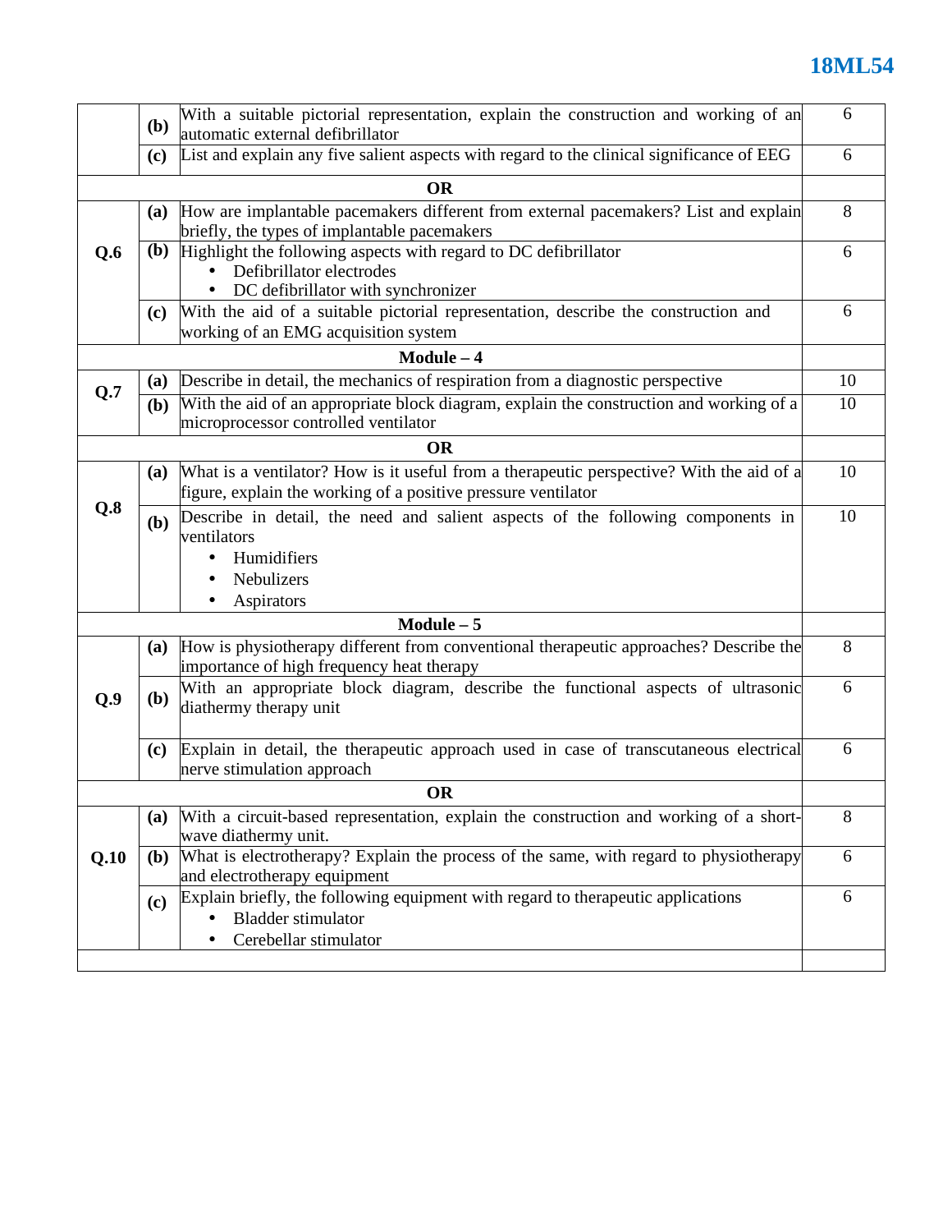| | | | |
|---|---|---|---|
| | **(b)** | With a suitable pictorial representation, explain the construction and working of an automatic external defibrillator | 6 |
| | **(c)** | List and explain any five salient aspects with regard to the clinical significance of EEG | 6 |
| **OR** | | | |
| **Q.6** | **(a)** | How are implantable pacemakers different from external pacemakers? List and explain briefly, the types of implantable pacemakers | 8 |
| | **(b)** | Highlight the following aspects with regard to DC defibrillator<br>• Defibrillator electrodes<br>• DC defibrillator with synchronizer | 6 |
| | **(c)** | With the aid of a suitable pictorial representation, describe the construction and working of an EMG acquisition system | 6 |
| **Module – 4** | | | |
| **Q.7** | **(a)** | Describe in detail, the mechanics of respiration from a diagnostic perspective | 10 |
| | **(b)** | With the aid of an appropriate block diagram, explain the construction and working of a microprocessor controlled ventilator | 10 |
| **OR** | | | |
| **Q.8** | **(a)** | What is a ventilator? How is it useful from a therapeutic perspective? With the aid of a figure, explain the working of a positive pressure ventilator | 10 |
| | **(b)** | Describe in detail, the need and salient aspects of the following components in ventilators<br>• Humidifiers<br>• Nebulizers<br>• Aspirators | 10 |
| **Module – 5** | | | |
| **Q.9** | **(a)** | How is physiotherapy different from conventional therapeutic approaches? Describe the importance of high frequency heat therapy | 8 |
| | **(b)** | With an appropriate block diagram, describe the functional aspects of ultrasonic diathermy therapy unit | 6 |
| | **(c)** | Explain in detail, the therapeutic approach used in case of transcutaneous electrical nerve stimulation approach | 6 |
| **OR** | | | |
| **Q.10** | **(a)** | With a circuit-based representation, explain the construction and working of a short-wave diathermy unit. | 8 |
| | **(b)** | What is electrotherapy? Explain the process of the same, with regard to physiotherapy and electrotherapy equipment | 6 |
| | **(c)** | Explain briefly, the following equipment with regard to therapeutic applications<br>• Bladder stimulator<br>• Cerebellar stimulator | 6 |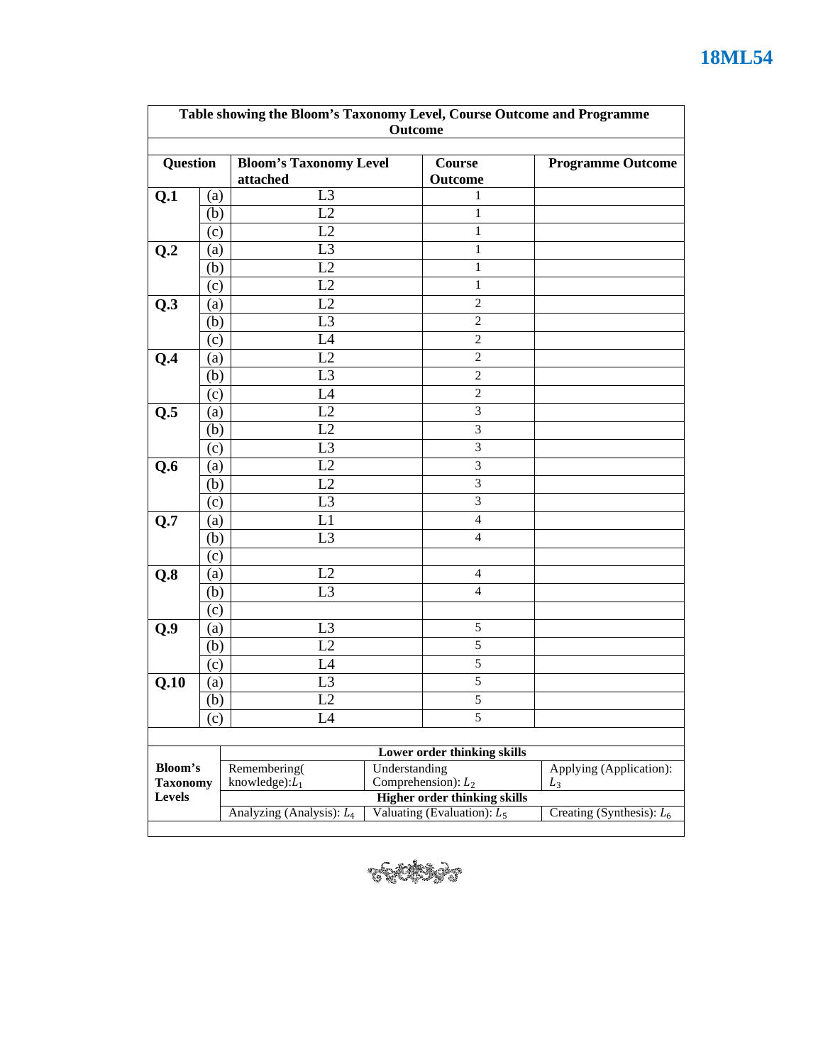| Table showing the Bloom's Taxonomy Level, Course Outcome and Programme Outcome | | | | |
|---|---|---|---|---|
| **Question** | | **Bloom's Taxonomy Level attached** | **Course Outcome** | **Programme Outcome** |
| **Q.1** | (a) | L3 | 1 | |
| | (b) | L2 | 1 | |
| | (c) | L2 | 1 | |
| **Q.2** | (a) | L3 | 1 | |
| | (b) | L2 | 1 | |
| | (c) | L2 | 1 | |
| **Q.3** | (a) | L2 | 2 | |
| | (b) | L3 | 2 | |
| | (c) | L4 | 2 | |
| **Q.4** | (a) | L2 | 2 | |
| | (b) | L3 | 2 | |
| | (c) | L4 | 2 | |
| **Q.5** | (a) | L2 | 3 | |
| | (b) | L2 | 3 | |
| | (c) | L3 | 3 | |
| **Q.6** | (a) | L2 | 3 | |
| | (b) | L2 | 3 | |
| | (c) | L3 | 3 | |
| **Q.7** | (a) | L1 | 4 | |
| | (b) | L3 | 4 | |
| | (c) | | | |
| **Q.8** | (a) | L2 | 4 | |
| | (b) | L3 | 4 | |
| | (c) | | | |
| **Q.9** | (a) | L3 | 5 | |
| | (b) | L2 | 5 | |
| | (c) | L4 | 5 | |
| **Q.10** | (a) | L3 | 5 | |
| | (b) | L2 | 5 | |
| | (c) | L4 | 5 | |

| **Bloom's Taxonomy Levels** | **Lower order thinking skills** | | |
|---|---|---|---|
| | Remembering( knowledge): $L_1$ | Understanding Comprehension): $L_2$ | Applying (Application): $L_3$ |
| | **Higher order thinking skills** | | |
| | Analyzing (Analysis): $L_4$ | Valuating (Evaluation): $L_5$ | Creating (Synthesis): $L_6$ |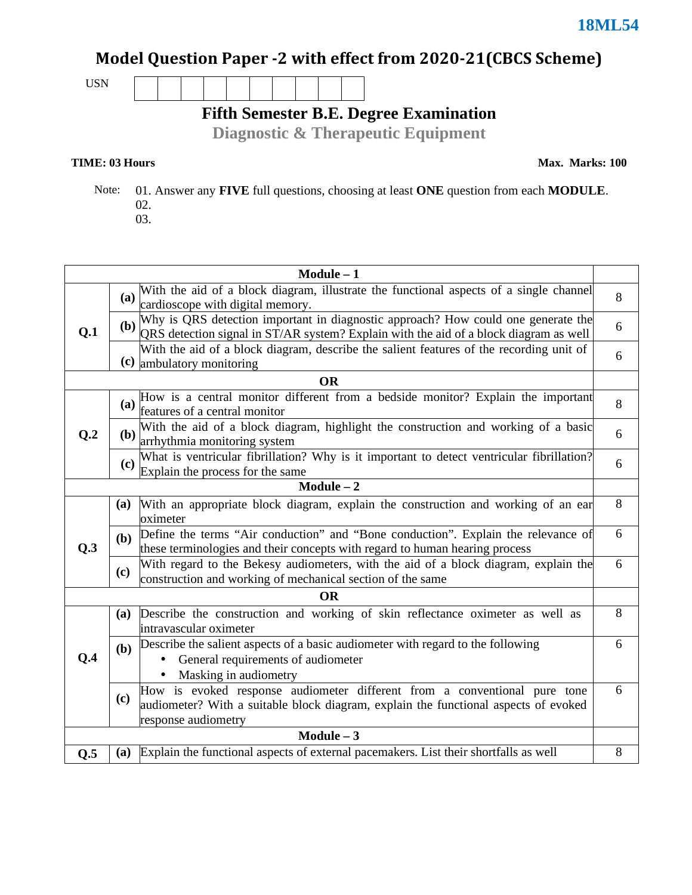18ML54

# Model Question Paper -2 with effect from 2020-21(CBCS Scheme)

USN | | | | | | | | | | |

## Fifth Semester B.E. Degree Examination

## Diagnostic & Therapeutic Equipment

**TIME: 03 Hours** **Max. Marks: 100**

Note: 01. Answer any **FIVE** full questions, choosing at least **ONE** question from each **MODULE**.
02.
03.

| | | | |
|---|---|---|---|
| | | **Module – 1** | |
| **Q.1** | **(a)** | With the aid of a block diagram, illustrate the functional aspects of a single channel cardioscope with digital memory. | 8 |
| | **(b)** | Why is QRS detection important in diagnostic approach? How could one generate the QRS detection signal in ST/AR system? Explain with the aid of a block diagram as well | 6 |
| | **(c)** | With the aid of a block diagram, describe the salient features of the recording unit of ambulatory monitoring | 6 |
| | | **OR** | |
| **Q.2** | **(a)** | How is a central monitor different from a bedside monitor? Explain the important features of a central monitor | 8 |
| | **(b)** | With the aid of a block diagram, highlight the construction and working of a basic arrhythmia monitoring system | 6 |
| | **(c)** | What is ventricular fibrillation? Why is it important to detect ventricular fibrillation? Explain the process for the same | 6 |
| | | **Module – 2** | |
| **Q.3** | **(a)** | With an appropriate block diagram, explain the construction and working of an ear oximeter | 8 |
| | **(b)** | Define the terms "Air conduction" and "Bone conduction". Explain the relevance of these terminologies and their concepts with regard to human hearing process | 6 |
| | **(c)** | With regard to the Bekesy audiometers, with the aid of a block diagram, explain the construction and working of mechanical section of the same | 6 |
| | | **OR** | |
| **Q.4** | **(a)** | Describe the construction and working of skin reflectance oximeter as well as intravascular oximeter | 8 |
| | **(b)** | Describe the salient aspects of a basic audiometer with regard to the following<br>• General requirements of audiometer<br>• Masking in audiometry | 6 |
| | **(c)** | How is evoked response audiometer different from a conventional pure tone audiometer? With a suitable block diagram, explain the functional aspects of evoked response audiometry | 6 |
| | | **Module – 3** | |
| **Q.5** | **(a)** | Explain the functional aspects of external pacemakers. List their shortfalls as well | 8 |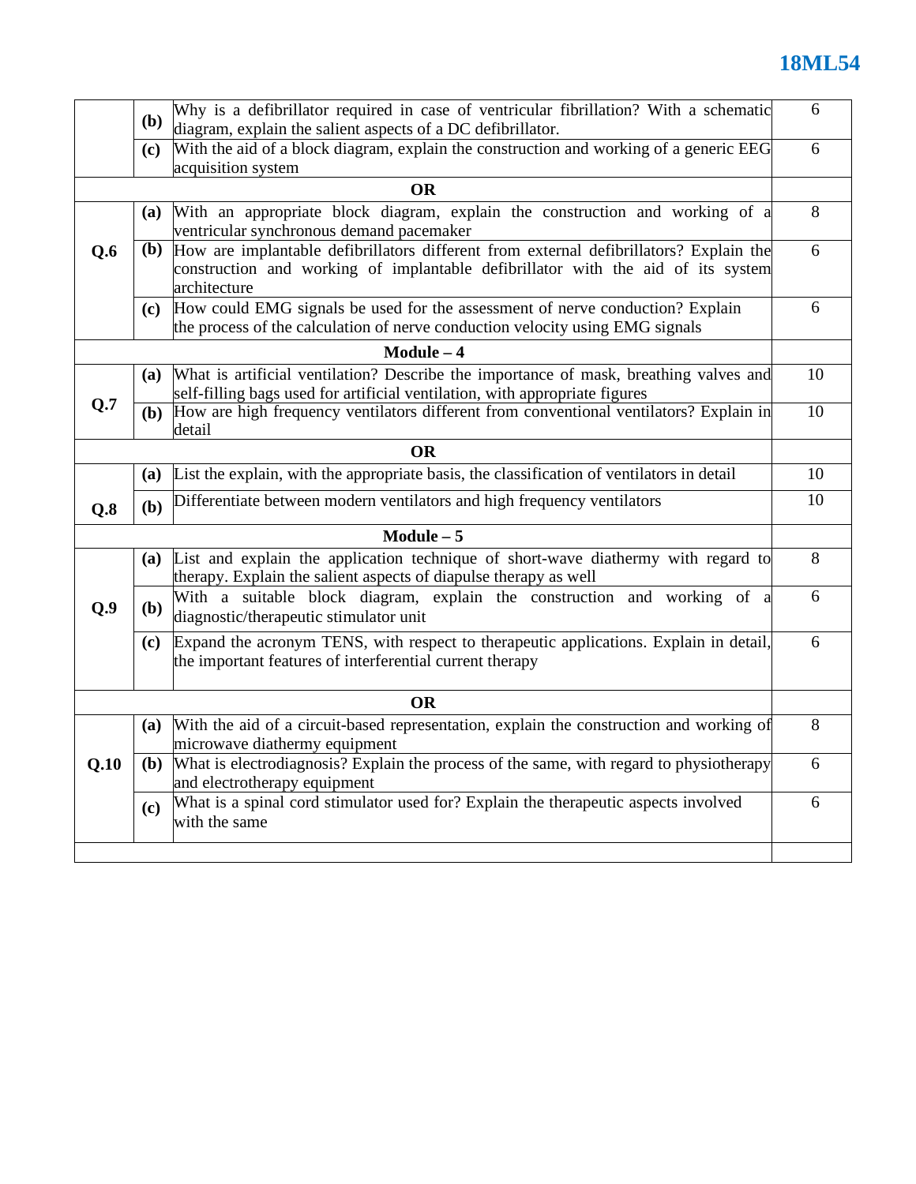| | | | |
|---|---|---|---|
| | **(b)** | Why is a defibrillator required in case of ventricular fibrillation? With a schematic diagram, explain the salient aspects of a DC defibrillator. | 6 |
| | **(c)** | With the aid of a block diagram, explain the construction and working of a generic EEG acquisition system | 6 |
| | | **OR** | |
| **Q.6** | **(a)** | With an appropriate block diagram, explain the construction and working of a ventricular synchronous demand pacemaker | 8 |
| | **(b)** | How are implantable defibrillators different from external defibrillators? Explain the construction and working of implantable defibrillator with the aid of its system architecture | 6 |
| | **(c)** | How could EMG signals be used for the assessment of nerve conduction? Explain the process of the calculation of nerve conduction velocity using EMG signals | 6 |
| | | **Module – 4** | |
| **Q.7** | **(a)** | What is artificial ventilation? Describe the importance of mask, breathing valves and self-filling bags used for artificial ventilation, with appropriate figures | 10 |
| | **(b)** | How are high frequency ventilators different from conventional ventilators? Explain in detail | 10 |
| | | **OR** | |
| **Q.8** | **(a)** | List the explain, with the appropriate basis, the classification of ventilators in detail | 10 |
| | **(b)** | Differentiate between modern ventilators and high frequency ventilators | 10 |
| | | **Module – 5** | |
| **Q.9** | **(a)** | List and explain the application technique of short-wave diathermy with regard to therapy. Explain the salient aspects of diapulse therapy as well | 8 |
| | **(b)** | With a suitable block diagram, explain the construction and working of a diagnostic/therapeutic stimulator unit | 6 |
| | **(c)** | Expand the acronym TENS, with respect to therapeutic applications. Explain in detail, the important features of interferential current therapy | 6 |
| | | **OR** | |
| **Q.10** | **(a)** | With the aid of a circuit-based representation, explain the construction and working of microwave diathermy equipment | 8 |
| | **(b)** | What is electrodiagnosis? Explain the process of the same, with regard to physiotherapy and electrotherapy equipment | 6 |
| | **(c)** | What is a spinal cord stimulator used for? Explain the therapeutic aspects involved with the same | 6 |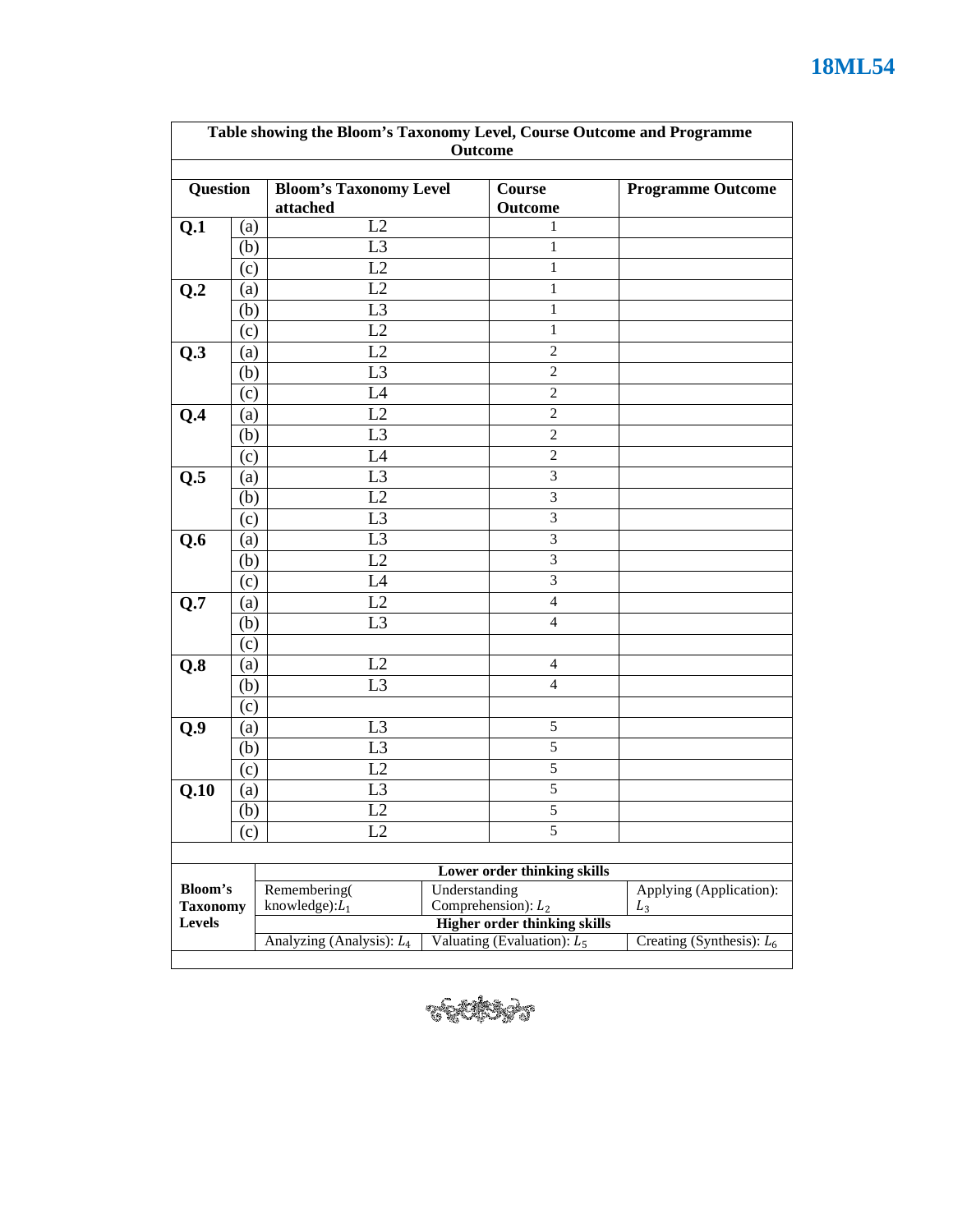**Table showing the Bloom's Taxonomy Level, Course Outcome and Programme Outcome**

| Question | | Bloom's Taxonomy Level attached | Course Outcome | Programme Outcome |
|---|---|---|---|---|
| **Q.1** | (a) | L2 | 1 | |
| | (b) | L3 | 1 | |
| | (c) | L2 | 1 | |
| **Q.2** | (a) | L2 | 1 | |
| | (b) | L3 | 1 | |
| | (c) | L2 | 1 | |
| **Q.3** | (a) | L2 | 2 | |
| | (b) | L3 | 2 | |
| | (c) | L4 | 2 | |
| **Q.4** | (a) | L2 | 2 | |
| | (b) | L3 | 2 | |
| | (c) | L4 | 2 | |
| **Q.5** | (a) | L3 | 3 | |
| | (b) | L2 | 3 | |
| | (c) | L3 | 3 | |
| **Q.6** | (a) | L3 | 3 | |
| | (b) | L2 | 3 | |
| | (c) | L4 | 3 | |
| **Q.7** | (a) | L2 | 4 | |
| | (b) | L3 | 4 | |
| | (c) | | | |
| **Q.8** | (a) | L2 | 4 | |
| | (b) | L3 | 4 | |
| | (c) | | | |
| **Q.9** | (a) | L3 | 5 | |
| | (b) | L3 | 5 | |
| | (c) | L2 | 5 | |
| **Q.10** | (a) | L3 | 5 | |
| | (b) | L2 | 5 | |
| | (c) | L2 | 5 | |

| | | | |
|---|---|---|---|
| **Bloom's Taxonomy Levels** | **Lower order thinking skills** | | |
| | Remembering( knowledge): $L_1$ | Understanding Comprehension): $L_2$ | Applying (Application): $L_3$ |
| | **Higher order thinking skills** | | |
| | Analyzing (Analysis): $L_4$ | Valuating (Evaluation): $L_5$ | Creating (Synthesis): $L_6$ |